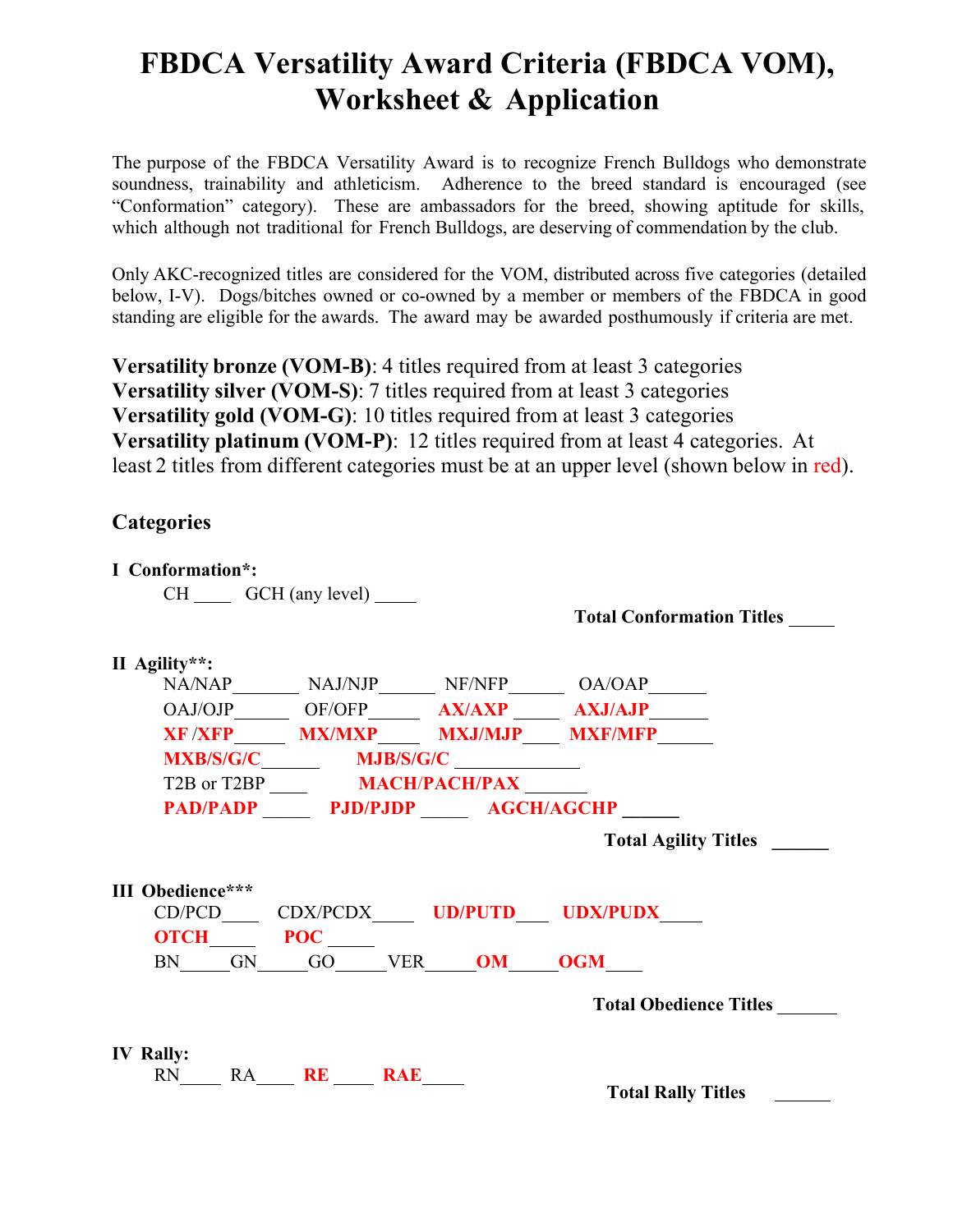# FBDCA Versatility Award Criteria (FBDCA VOM), Worksheet & Application

The purpose of the FBDCA Versatility Award is to recognize French Bulldogs who demonstrate soundness, trainability and athleticism. Adherence to the breed standard is encouraged (see "Conformation" category). These are ambassadors for the breed, showing aptitude for skills, which although not traditional for French Bulldogs, are deserving of commendation by the club.

Only AKC-recognized titles are considered for the VOM, distributed across five categories (detailed below, I-V). Dogs/bitches owned or co-owned by a member or members of the FBDCA in good standing are eligible for the awards. The award may be awarded posthumously if criteria are met.

**Versatility bronze (VOM-B)**: 4 titles required from at least 3 categories
**Versatility silver (VOM-S)**: 7 titles required from at least 3 categories
**Versatility gold (VOM-G)**: 10 titles required from at least 3 categories
**Versatility platinum (VOM-P)**: 12 titles required from at least 4 categories. At least 2 titles from different categories must be at an upper level (shown below in red).

## Categories

**I Conformation*:**

CH ____ GCH (any level) _____

**Total Conformation Titles _____**

**II Agility**:**

NA/NAP_______ NAJ/NJP______ NF/NFP______ OA/OAP______

OAJ/OJP______ OF/OFP______ **AX/AXP** _____ **AXJ/AJP**______

**XF /XFP**_____ **MX/MXP**_____ **MXJ/MJP**____ **MXF/MFP**______

**MXB/S/G/C**______ **MJB/S/G/C** _____________

T2B or T2BP ____ **MACH/PACH/PAX** _______

**PAD/PADP** _____ **PJD/PJDP** _____ **AGCH/AGCHP** ______

**Total Agility Titles ______**

**III Obedience*****

CD/PCD____ CDX/PCDX_____ **UD/PUTD**____ **UDX/PUDX**_____

**OTCH**_____ **POC** _____

BN_____GN_____GO_____VER_____**OM**_____**OGM**____

**Total Obedience Titles ______**

**IV Rally:**

RN_____ RA_____ **RE** _____ **RAE**_____

**Total Rally Titles ______**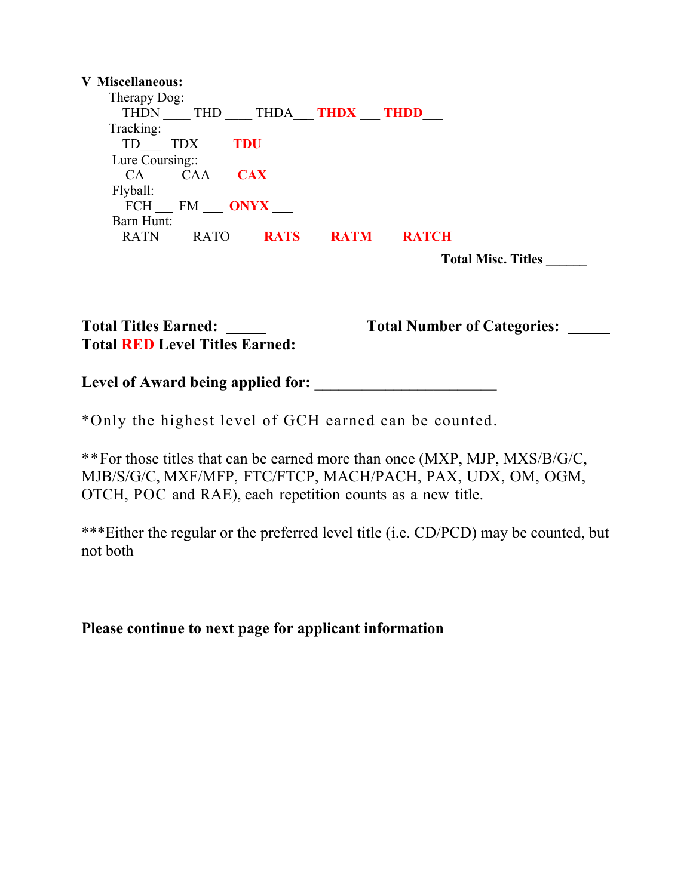**V Miscellaneous:**

Therapy Dog:

THDN ____ THD ____ THDA___ **THDX** ___ **THDD**___

Tracking:

TD___ TDX ___ **TDU** ____

Lure Coursing::

CA____ CAA___ **CAX**___

Flyball:

FCH ___ FM ___ **ONYX** ___

Barn Hunt:

RATN ____ RATO ____ **RATS** ___ **RATM** ___ **RATCH** ____

**Total Misc. Titles ______**

**Total Titles Earned: ______** **Total Number of Categories: ______**

**Total RED Level Titles Earned: ______**

**Level of Award being applied for: ________________________**

*Only the highest level of GCH earned can be counted.

**For those titles that can be earned more than once (MXP, MJP, MXS/B/G/C, MJB/S/G/C, MXF/MFP, FTC/FTCP, MACH/PACH, PAX, UDX, OM, OGM, OTCH, POC and RAE), each repetition counts as a new title.

***Either the regular or the preferred level title (i.e. CD/PCD) may be counted, but not both

**Please continue to next page for applicant information**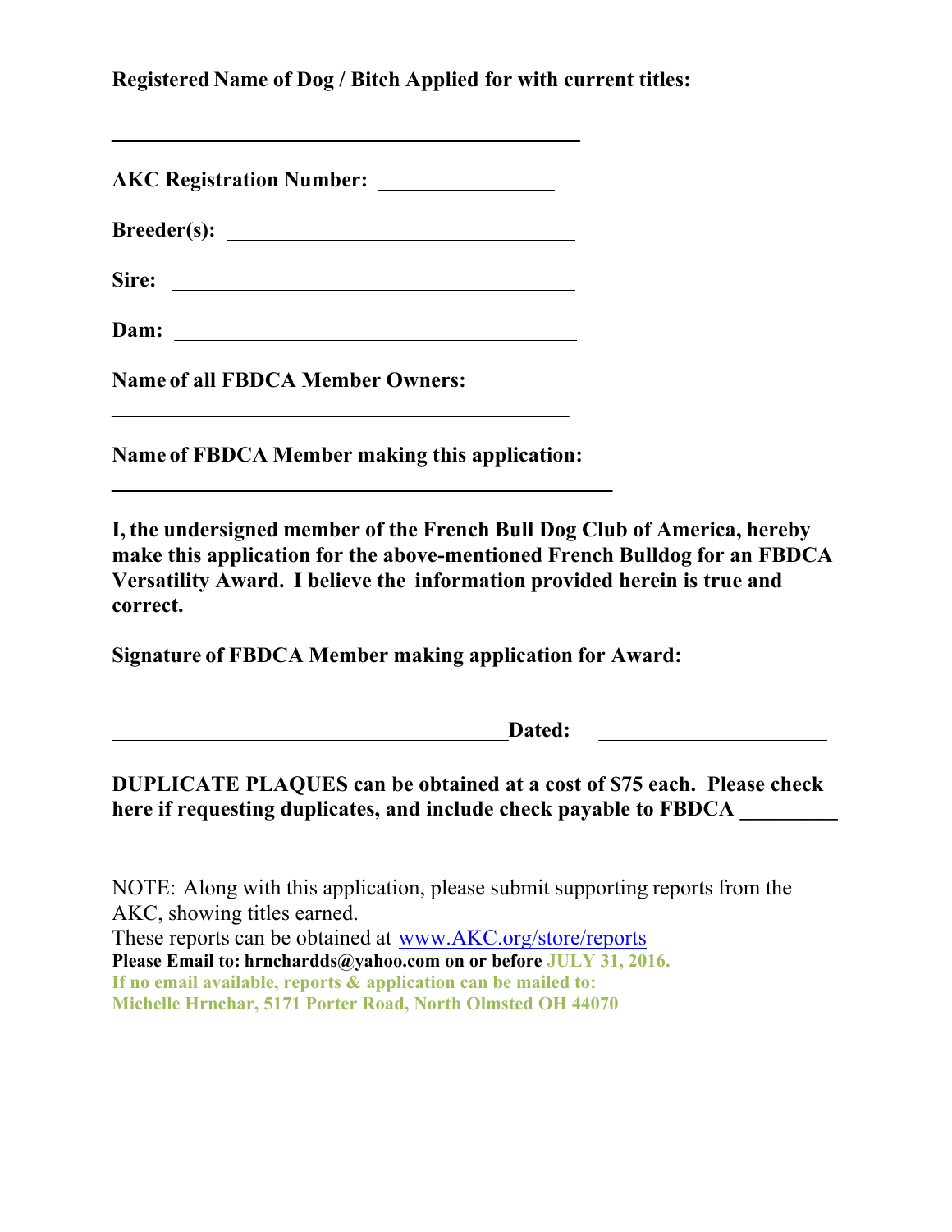**Registered Name of Dog / Bitch Applied for with current titles:**

______________________________________________

**AKC Registration Number:** ________________

**Breeder(s):** ________________________________

**Sire:** ______________________________________

**Dam:** ______________________________________

**Name of all FBDCA Member Owners:**

_____________________________________________

**Name of FBDCA Member making this application:**

_________________________________________________

**I, the undersigned member of the French Bull Dog Club of America, hereby make this application for the above-mentioned French Bulldog for an FBDCA Versatility Award. I believe the information provided herein is true and correct.**

**Signature of FBDCA Member making application for Award:**

______________________________________ **Dated:** ______________________

**DUPLICATE PLAQUES can be obtained at a cost of $75 each. Please check here if requesting duplicates, and include check payable to FBDCA** _________

NOTE: Along with this application, please submit supporting reports from the AKC, showing titles earned.
These reports can be obtained at [www.AKC.org/store/reports](http://www.AKC.org/store/reports)
**Please Email to: hrnchardds@yahoo.com on or before JULY 31, 2016.**
**If no email available, reports & application can be mailed to:**
**Michelle Hrnchar, 5171 Porter Road, North Olmsted OH 44070**